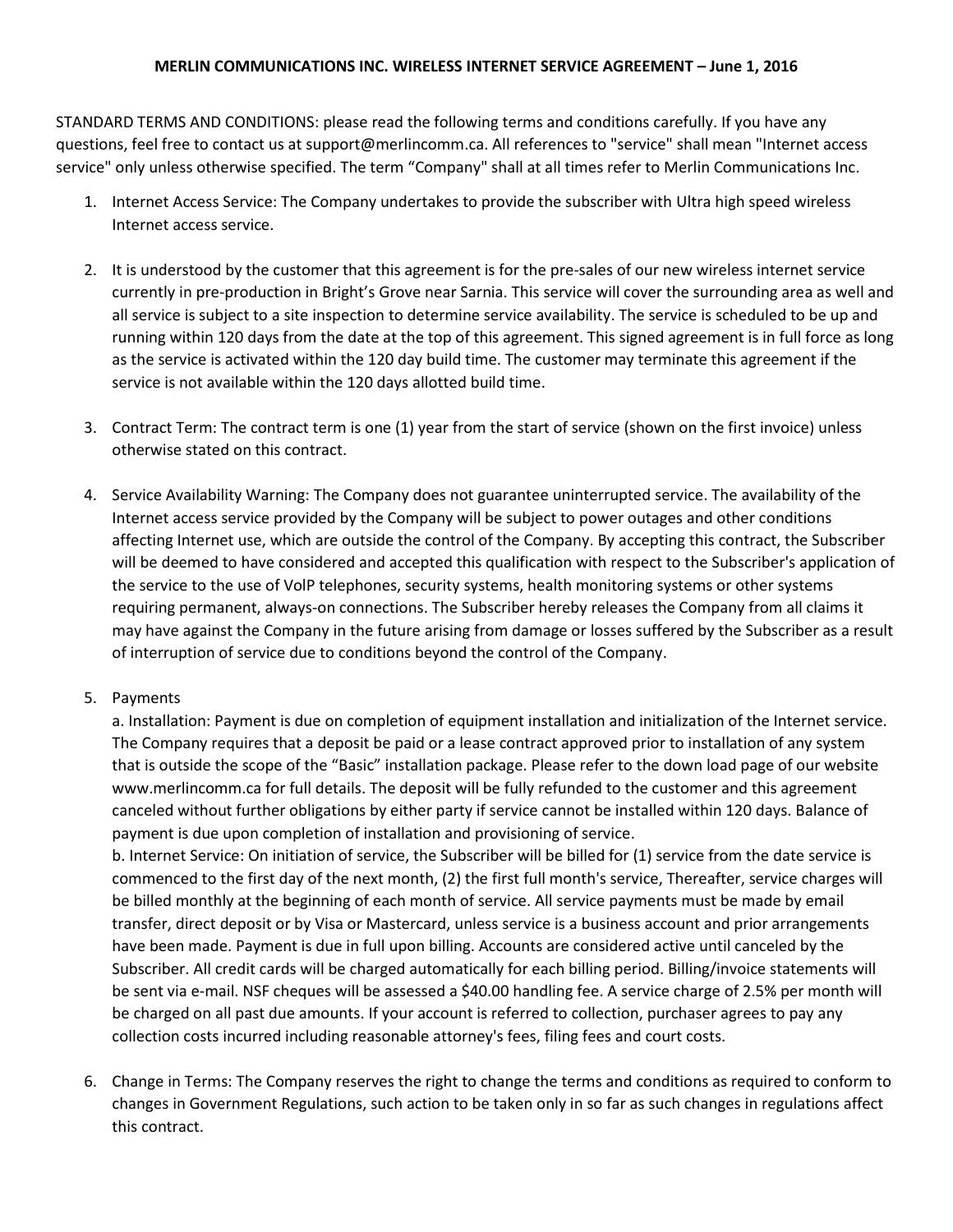**MERLIN COMMUNICATIONS INC. WIRELESS INTERNET SERVICE AGREEMENT – June 1, 2016**

STANDARD TERMS AND CONDITIONS: please read the following terms and conditions carefully. If you have any questions, feel free to contact us at support@merlincomm.ca. All references to "service" shall mean "Internet access service" only unless otherwise specified. The term "Company" shall at all times refer to Merlin Communications Inc.

1. Internet Access Service: The Company undertakes to provide the subscriber with Ultra high speed wireless Internet access service.

2. It is understood by the customer that this agreement is for the pre-sales of our new wireless internet service currently in pre-production in Bright's Grove near Sarnia. This service will cover the surrounding area as well and all service is subject to a site inspection to determine service availability. The service is scheduled to be up and running within 120 days from the date at the top of this agreement. This signed agreement is in full force as long as the service is activated within the 120 day build time. The customer may terminate this agreement if the service is not available within the 120 days allotted build time.

3. Contract Term: The contract term is one (1) year from the start of service (shown on the first invoice) unless otherwise stated on this contract.

4. Service Availability Warning: The Company does not guarantee uninterrupted service. The availability of the Internet access service provided by the Company will be subject to power outages and other conditions affecting Internet use, which are outside the control of the Company. By accepting this contract, the Subscriber will be deemed to have considered and accepted this qualification with respect to the Subscriber's application of the service to the use of VoIP telephones, security systems, health monitoring systems or other systems requiring permanent, always-on connections. The Subscriber hereby releases the Company from all claims it may have against the Company in the future arising from damage or losses suffered by the Subscriber as a result of interruption of service due to conditions beyond the control of the Company.

5. Payments

   a. Installation: Payment is due on completion of equipment installation and initialization of the Internet service. The Company requires that a deposit be paid or a lease contract approved prior to installation of any system that is outside the scope of the "Basic" installation package. Please refer to the down load page of our website www.merlincomm.ca for full details. The deposit will be fully refunded to the customer and this agreement canceled without further obligations by either party if service cannot be installed within 120 days. Balance of payment is due upon completion of installation and provisioning of service.

   b. Internet Service: On initiation of service, the Subscriber will be billed for (1) service from the date service is commenced to the first day of the next month, (2) the first full month's service, Thereafter, service charges will be billed monthly at the beginning of each month of service. All service payments must be made by email transfer, direct deposit or by Visa or Mastercard, unless service is a business account and prior arrangements have been made. Payment is due in full upon billing. Accounts are considered active until canceled by the Subscriber. All credit cards will be charged automatically for each billing period. Billing/invoice statements will be sent via e-mail. NSF cheques will be assessed a $40.00 handling fee. A service charge of 2.5% per month will be charged on all past due amounts. If your account is referred to collection, purchaser agrees to pay any collection costs incurred including reasonable attorney's fees, filing fees and court costs.

6. Change in Terms: The Company reserves the right to change the terms and conditions as required to conform to changes in Government Regulations, such action to be taken only in so far as such changes in regulations affect this contract.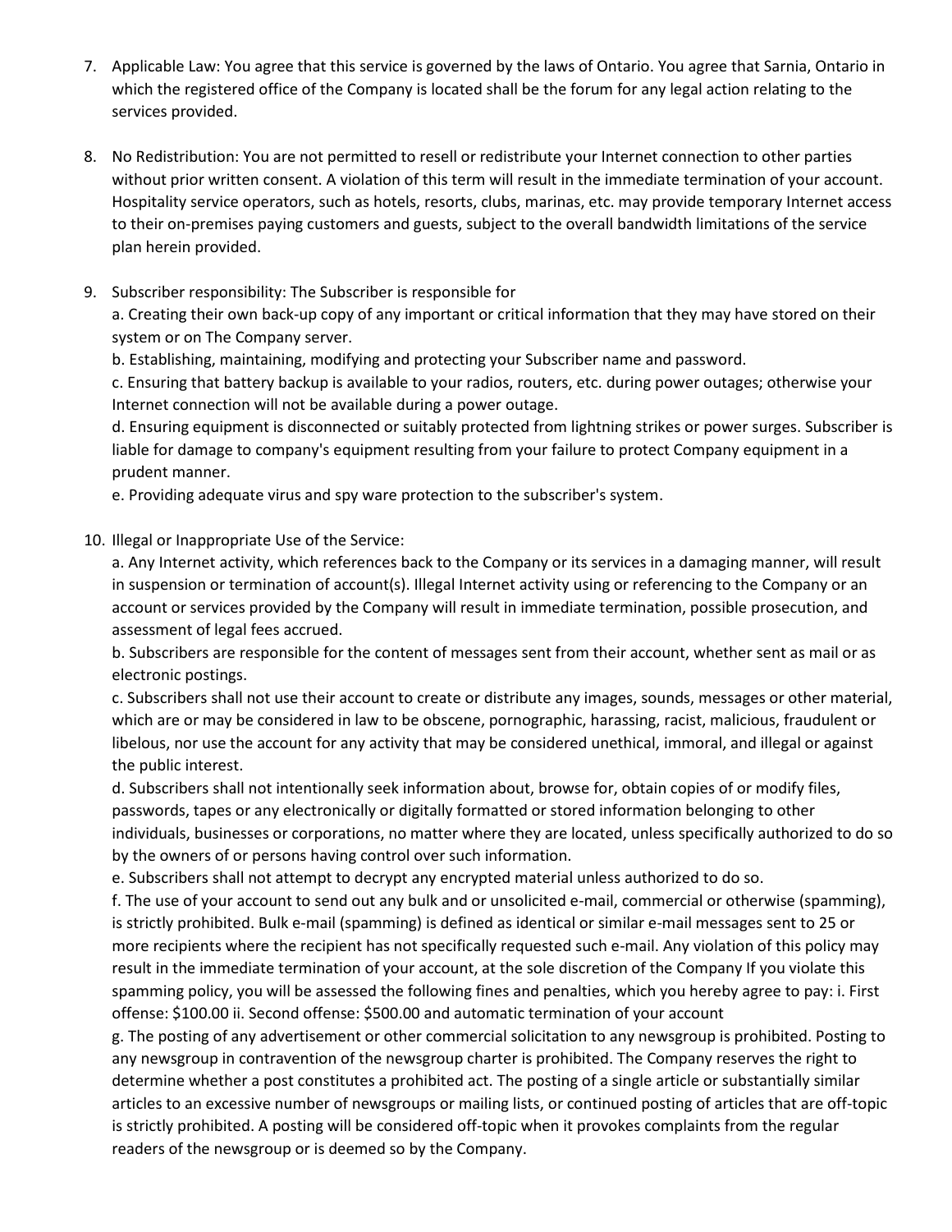7. Applicable Law: You agree that this service is governed by the laws of Ontario. You agree that Sarnia, Ontario in which the registered office of the Company is located shall be the forum for any legal action relating to the services provided.

8. No Redistribution: You are not permitted to resell or redistribute your Internet connection to other parties without prior written consent. A violation of this term will result in the immediate termination of your account. Hospitality service operators, such as hotels, resorts, clubs, marinas, etc. may provide temporary Internet access to their on-premises paying customers and guests, subject to the overall bandwidth limitations of the service plan herein provided.

9. Subscriber responsibility: The Subscriber is responsible for
   a. Creating their own back-up copy of any important or critical information that they may have stored on their system or on The Company server.
   b. Establishing, maintaining, modifying and protecting your Subscriber name and password.
   c. Ensuring that battery backup is available to your radios, routers, etc. during power outages; otherwise your Internet connection will not be available during a power outage.
   d. Ensuring equipment is disconnected or suitably protected from lightning strikes or power surges. Subscriber is liable for damage to company's equipment resulting from your failure to protect Company equipment in a prudent manner.
   e. Providing adequate virus and spy ware protection to the subscriber's system.

10. Illegal or Inappropriate Use of the Service:
    a. Any Internet activity, which references back to the Company or its services in a damaging manner, will result in suspension or termination of account(s). Illegal Internet activity using or referencing to the Company or an account or services provided by the Company will result in immediate termination, possible prosecution, and assessment of legal fees accrued.
    b. Subscribers are responsible for the content of messages sent from their account, whether sent as mail or as electronic postings.
    c. Subscribers shall not use their account to create or distribute any images, sounds, messages or other material, which are or may be considered in law to be obscene, pornographic, harassing, racist, malicious, fraudulent or libelous, nor use the account for any activity that may be considered unethical, immoral, and illegal or against the public interest.
    d. Subscribers shall not intentionally seek information about, browse for, obtain copies of or modify files, passwords, tapes or any electronically or digitally formatted or stored information belonging to other individuals, businesses or corporations, no matter where they are located, unless specifically authorized to do so by the owners of or persons having control over such information.
    e. Subscribers shall not attempt to decrypt any encrypted material unless authorized to do so.
    f. The use of your account to send out any bulk and or unsolicited e-mail, commercial or otherwise (spamming), is strictly prohibited. Bulk e-mail (spamming) is defined as identical or similar e-mail messages sent to 25 or more recipients where the recipient has not specifically requested such e-mail. Any violation of this policy may result in the immediate termination of your account, at the sole discretion of the Company If you violate this spamming policy, you will be assessed the following fines and penalties, which you hereby agree to pay: i. First offense: $100.00 ii. Second offense: $500.00 and automatic termination of your account
    g. The posting of any advertisement or other commercial solicitation to any newsgroup is prohibited. Posting to any newsgroup in contravention of the newsgroup charter is prohibited. The Company reserves the right to determine whether a post constitutes a prohibited act. The posting of a single article or substantially similar articles to an excessive number of newsgroups or mailing lists, or continued posting of articles that are off-topic is strictly prohibited. A posting will be considered off-topic when it provokes complaints from the regular readers of the newsgroup or is deemed so by the Company.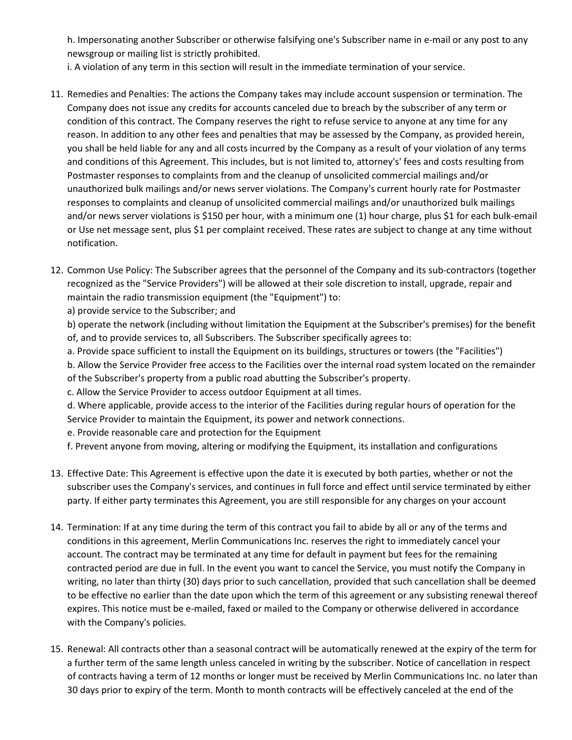h. Impersonating another Subscriber or otherwise falsifying one's Subscriber name in e-mail or any post to any newsgroup or mailing list is strictly prohibited.

i. A violation of any term in this section will result in the immediate termination of your service.

11. Remedies and Penalties: The actions the Company takes may include account suspension or termination. The Company does not issue any credits for accounts canceled due to breach by the subscriber of any term or condition of this contract. The Company reserves the right to refuse service to anyone at any time for any reason. In addition to any other fees and penalties that may be assessed by the Company, as provided herein, you shall be held liable for any and all costs incurred by the Company as a result of your violation of any terms and conditions of this Agreement. This includes, but is not limited to, attorney's' fees and costs resulting from Postmaster responses to complaints from and the cleanup of unsolicited commercial mailings and/or unauthorized bulk mailings and/or news server violations. The Company's current hourly rate for Postmaster responses to complaints and cleanup of unsolicited commercial mailings and/or unauthorized bulk mailings and/or news server violations is $150 per hour, with a minimum one (1) hour charge, plus $1 for each bulk-email or Use net message sent, plus $1 per complaint received. These rates are subject to change at any time without notification.

12. Common Use Policy: The Subscriber agrees that the personnel of the Company and its sub-contractors (together recognized as the "Service Providers") will be allowed at their sole discretion to install, upgrade, repair and maintain the radio transmission equipment (the "Equipment") to:

    a) provide service to the Subscriber; and

    b) operate the network (including without limitation the Equipment at the Subscriber's premises) for the benefit of, and to provide services to, all Subscribers. The Subscriber specifically agrees to:

    a. Provide space sufficient to install the Equipment on its buildings, structures or towers (the "Facilities")

    b. Allow the Service Provider free access to the Facilities over the internal road system located on the remainder of the Subscriber's property from a public road abutting the Subscriber's property.

    c. Allow the Service Provider to access outdoor Equipment at all times.

    d. Where applicable, provide access to the interior of the Facilities during regular hours of operation for the Service Provider to maintain the Equipment, its power and network connections.

    e. Provide reasonable care and protection for the Equipment

    f. Prevent anyone from moving, altering or modifying the Equipment, its installation and configurations

13. Effective Date: This Agreement is effective upon the date it is executed by both parties, whether or not the subscriber uses the Company's services, and continues in full force and effect until service terminated by either party. If either party terminates this Agreement, you are still responsible for any charges on your account

14. Termination: If at any time during the term of this contract you fail to abide by all or any of the terms and conditions in this agreement, Merlin Communications Inc. reserves the right to immediately cancel your account. The contract may be terminated at any time for default in payment but fees for the remaining contracted period are due in full. In the event you want to cancel the Service, you must notify the Company in writing, no later than thirty (30) days prior to such cancellation, provided that such cancellation shall be deemed to be effective no earlier than the date upon which the term of this agreement or any subsisting renewal thereof expires. This notice must be e-mailed, faxed or mailed to the Company or otherwise delivered in accordance with the Company's policies.

15. Renewal: All contracts other than a seasonal contract will be automatically renewed at the expiry of the term for a further term of the same length unless canceled in writing by the subscriber. Notice of cancellation in respect of contracts having a term of 12 months or longer must be received by Merlin Communications Inc. no later than 30 days prior to expiry of the term. Month to month contracts will be effectively canceled at the end of the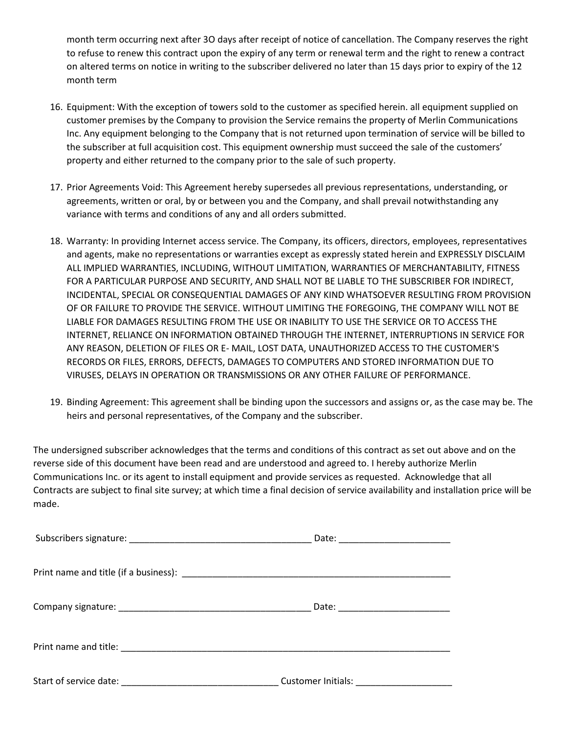month term occurring next after 3O days after receipt of notice of cancellation. The Company reserves the right to refuse to renew this contract upon the expiry of any term or renewal term and the right to renew a contract on altered terms on notice in writing to the subscriber delivered no later than 15 days prior to expiry of the 12 month term

16. Equipment: With the exception of towers sold to the customer as specified herein. all equipment supplied on customer premises by the Company to provision the Service remains the property of Merlin Communications Inc. Any equipment belonging to the Company that is not returned upon termination of service will be billed to the subscriber at full acquisition cost. This equipment ownership must succeed the sale of the customers' property and either returned to the company prior to the sale of such property.

17. Prior Agreements Void: This Agreement hereby supersedes all previous representations, understanding, or agreements, written or oral, by or between you and the Company, and shall prevail notwithstanding any variance with terms and conditions of any and all orders submitted.

18. Warranty: In providing Internet access service. The Company, its officers, directors, employees, representatives and agents, make no representations or warranties except as expressly stated herein and EXPRESSLY DISCLAIM ALL IMPLIED WARRANTIES, INCLUDING, WITHOUT LIMITATION, WARRANTIES OF MERCHANTABILITY, FITNESS FOR A PARTICULAR PURPOSE AND SECURITY, AND SHALL NOT BE LIABLE TO THE SUBSCRIBER FOR INDIRECT, INCIDENTAL, SPECIAL OR CONSEQUENTIAL DAMAGES OF ANY KIND WHATSOEVER RESULTING FROM PROVISION OF OR FAILURE TO PROVIDE THE SERVICE. WITHOUT LIMITING THE FOREGOING, THE COMPANY WILL NOT BE LIABLE FOR DAMAGES RESULTING FROM THE USE OR INABILITY TO USE THE SERVICE OR TO ACCESS THE INTERNET, RELIANCE ON INFORMATION OBTAINED THROUGH THE INTERNET, INTERRUPTIONS IN SERVICE FOR ANY REASON, DELETION OF FILES OR E- MAIL, LOST DATA, UNAUTHORIZED ACCESS TO THE CUSTOMER'S RECORDS OR FILES, ERRORS, DEFECTS, DAMAGES TO COMPUTERS AND STORED INFORMATION DUE TO VIRUSES, DELAYS IN OPERATION OR TRANSMISSIONS OR ANY OTHER FAILURE OF PERFORMANCE.

19. Binding Agreement: This agreement shall be binding upon the successors and assigns or, as the case may be. The heirs and personal representatives, of the Company and the subscriber.

The undersigned subscriber acknowledges that the terms and conditions of this contract as set out above and on the reverse side of this document have been read and are understood and agreed to. I hereby authorize Merlin Communications Inc. or its agent to install equipment and provide services as requested. Acknowledge that all Contracts are subject to final site survey; at which time a final decision of service availability and installation price will be made.

Subscribers signature: ____________________________________ Date: ______________________

Print name and title (if a business): ______________________________________________________

Company signature: ______________________________________ Date: ______________________

Print name and title: ____________________________________________________________________

Start of service date: ______________________________ Customer Initials: ___________________